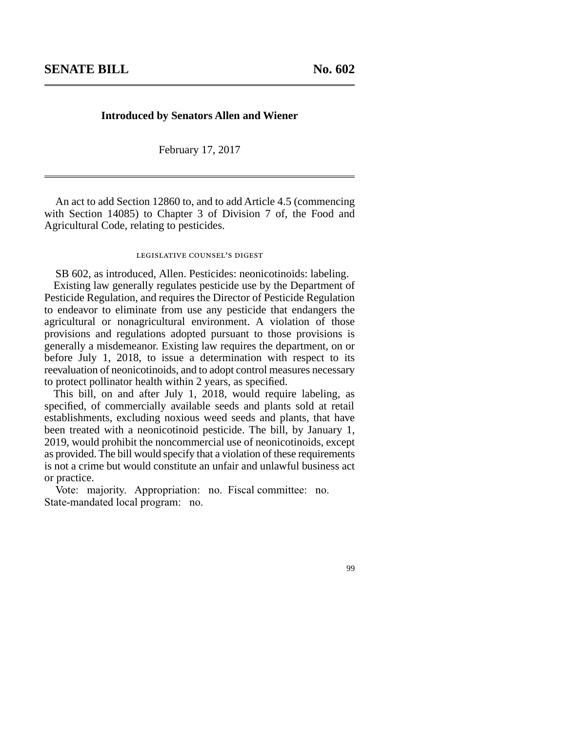## SENATE BILL No. 602

---

**Introduced by Senators Allen and Wiener**

February 17, 2017

---

An act to add Section 12860 to, and to add Article 4.5 (commencing with Section 14085) to Chapter 3 of Division 7 of, the Food and Agricultural Code, relating to pesticides.

LEGISLATIVE COUNSEL'S DIGEST

SB 602, as introduced, Allen. Pesticides: neonicotinoids: labeling.

Existing law generally regulates pesticide use by the Department of Pesticide Regulation, and requires the Director of Pesticide Regulation to endeavor to eliminate from use any pesticide that endangers the agricultural or nonagricultural environment. A violation of those provisions and regulations adopted pursuant to those provisions is generally a misdemeanor. Existing law requires the department, on or before July 1, 2018, to issue a determination with respect to its reevaluation of neonicotinoids, and to adopt control measures necessary to protect pollinator health within 2 years, as specified.

This bill, on and after July 1, 2018, would require labeling, as specified, of commercially available seeds and plants sold at retail establishments, excluding noxious weed seeds and plants, that have been treated with a neonicotinoid pesticide. The bill, by January 1, 2019, would prohibit the noncommercial use of neonicotinoids, except as provided. The bill would specify that a violation of these requirements is not a crime but would constitute an unfair and unlawful business act or practice.

Vote: majority. Appropriation: no. Fiscal committee: no. State-mandated local program: no.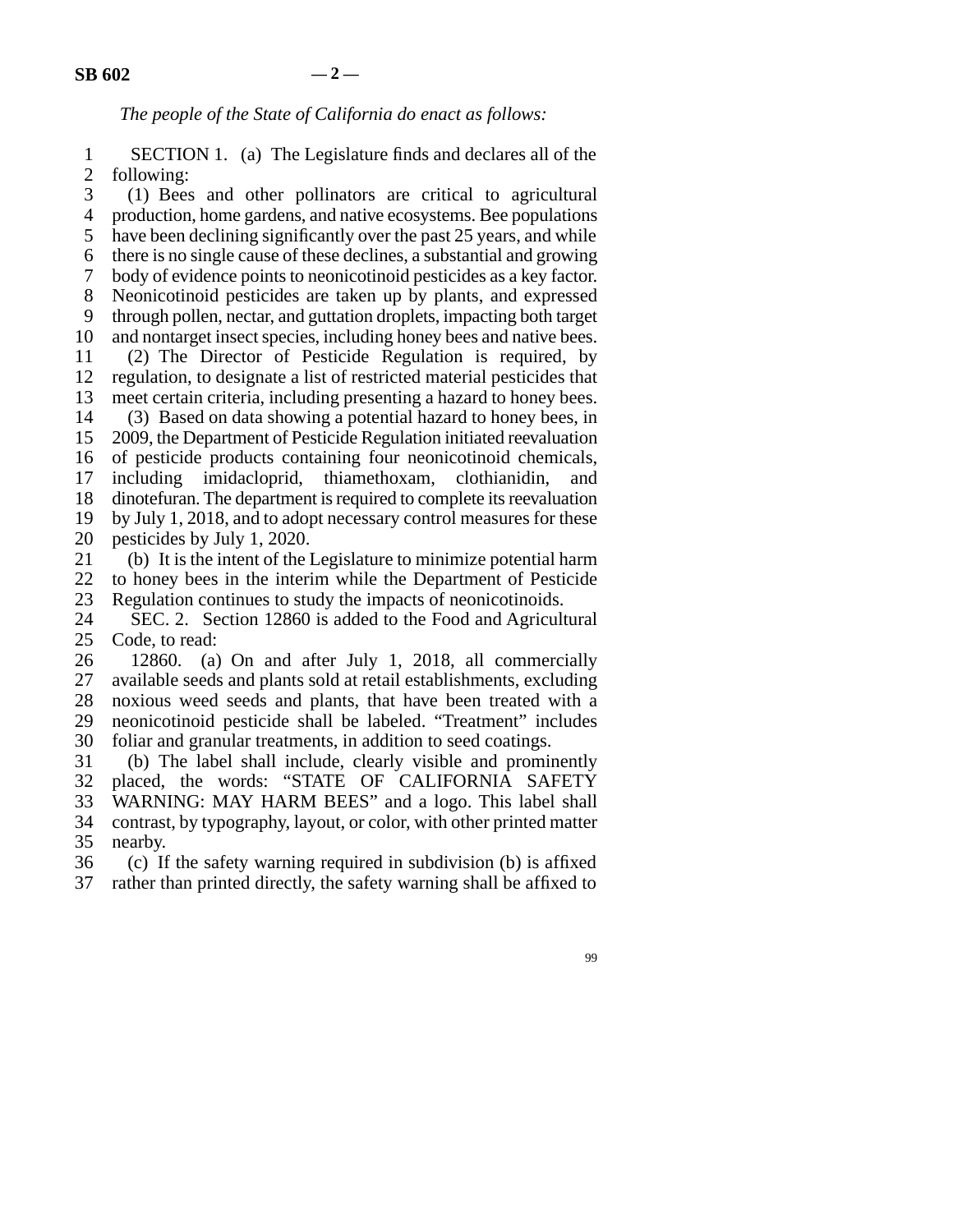*The people of the State of California do enact as follows:*

SECTION 1. (a) The Legislature finds and declares all of the following:

(1) Bees and other pollinators are critical to agricultural production, home gardens, and native ecosystems. Bee populations have been declining significantly over the past 25 years, and while there is no single cause of these declines, a substantial and growing body of evidence points to neonicotinoid pesticides as a key factor. Neonicotinoid pesticides are taken up by plants, and expressed through pollen, nectar, and guttation droplets, impacting both target and nontarget insect species, including honey bees and native bees.

(2) The Director of Pesticide Regulation is required, by regulation, to designate a list of restricted material pesticides that meet certain criteria, including presenting a hazard to honey bees.

(3) Based on data showing a potential hazard to honey bees, in 2009, the Department of Pesticide Regulation initiated reevaluation of pesticide products containing four neonicotinoid chemicals, including imidacloprid, thiamethoxam, clothianidin, and dinotefuran. The department is required to complete its reevaluation by July 1, 2018, and to adopt necessary control measures for these pesticides by July 1, 2020.

(b) It is the intent of the Legislature to minimize potential harm to honey bees in the interim while the Department of Pesticide Regulation continues to study the impacts of neonicotinoids.

SEC. 2. Section 12860 is added to the Food and Agricultural Code, to read:

12860. (a) On and after July 1, 2018, all commercially available seeds and plants sold at retail establishments, excluding noxious weed seeds and plants, that have been treated with a neonicotinoid pesticide shall be labeled. "Treatment" includes foliar and granular treatments, in addition to seed coatings.

(b) The label shall include, clearly visible and prominently placed, the words: "STATE OF CALIFORNIA SAFETY WARNING: MAY HARM BEES" and a logo. This label shall contrast, by typography, layout, or color, with other printed matter nearby.

(c) If the safety warning required in subdivision (b) is affixed rather than printed directly, the safety warning shall be affixed to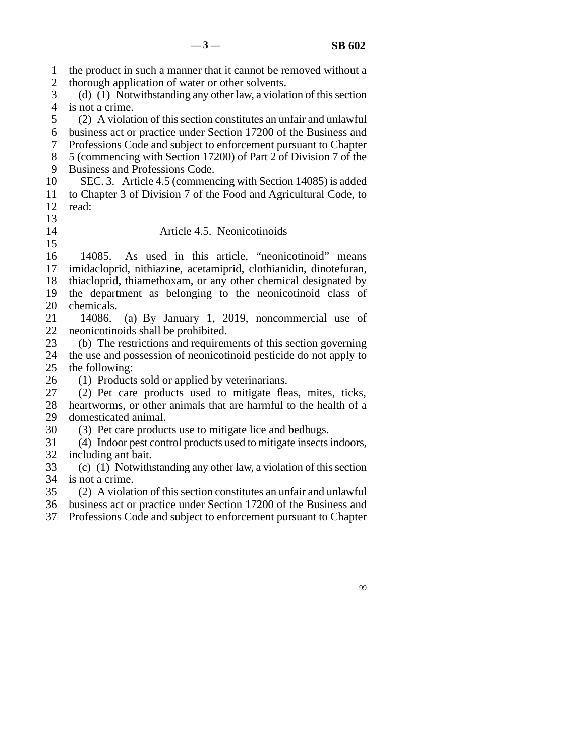the product in such a manner that it cannot be removed without a thorough application of water or other solvents.

(d) (1) Notwithstanding any other law, a violation of this section is not a crime.

(2) A violation of this section constitutes an unfair and unlawful business act or practice under Section 17200 of the Business and Professions Code and subject to enforcement pursuant to Chapter 5 (commencing with Section 17200) of Part 2 of Division 7 of the Business and Professions Code.

SEC. 3. Article 4.5 (commencing with Section 14085) is added to Chapter 3 of Division 7 of the Food and Agricultural Code, to read:

### Article 4.5. Neonicotinoids

14085. As used in this article, "neonicotinoid" means imidacloprid, nithiazine, acetamiprid, clothianidin, dinotefuran, thiacloprid, thiamethoxam, or any other chemical designated by the department as belonging to the neonicotinoid class of chemicals.

14086. (a) By January 1, 2019, noncommercial use of neonicotinoids shall be prohibited.

(b) The restrictions and requirements of this section governing the use and possession of neonicotinoid pesticide do not apply to the following:

(1) Products sold or applied by veterinarians.

(2) Pet care products used to mitigate fleas, mites, ticks, heartworms, or other animals that are harmful to the health of a domesticated animal.

(3) Pet care products use to mitigate lice and bedbugs.

(4) Indoor pest control products used to mitigate insects indoors, including ant bait.

(c) (1) Notwithstanding any other law, a violation of this section is not a crime.

(2) A violation of this section constitutes an unfair and unlawful business act or practice under Section 17200 of the Business and Professions Code and subject to enforcement pursuant to Chapter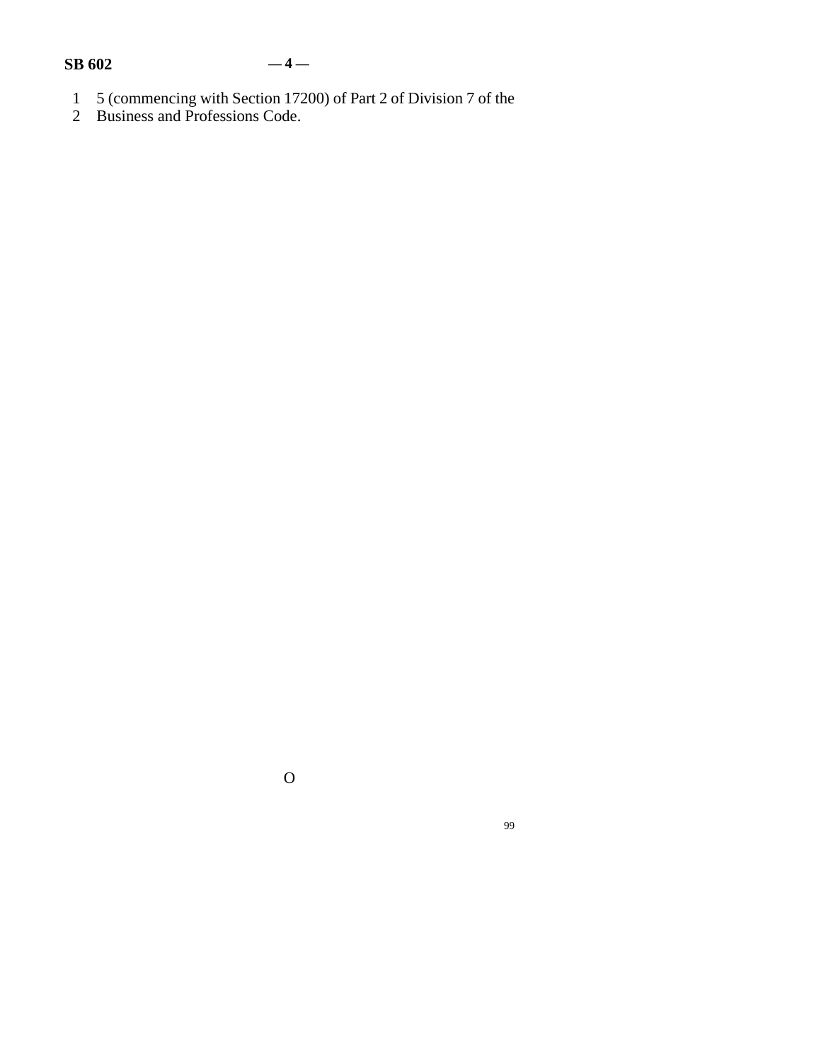5 (commencing with Section 17200) of Part 2 of Division 7 of the Business and Professions Code.

O